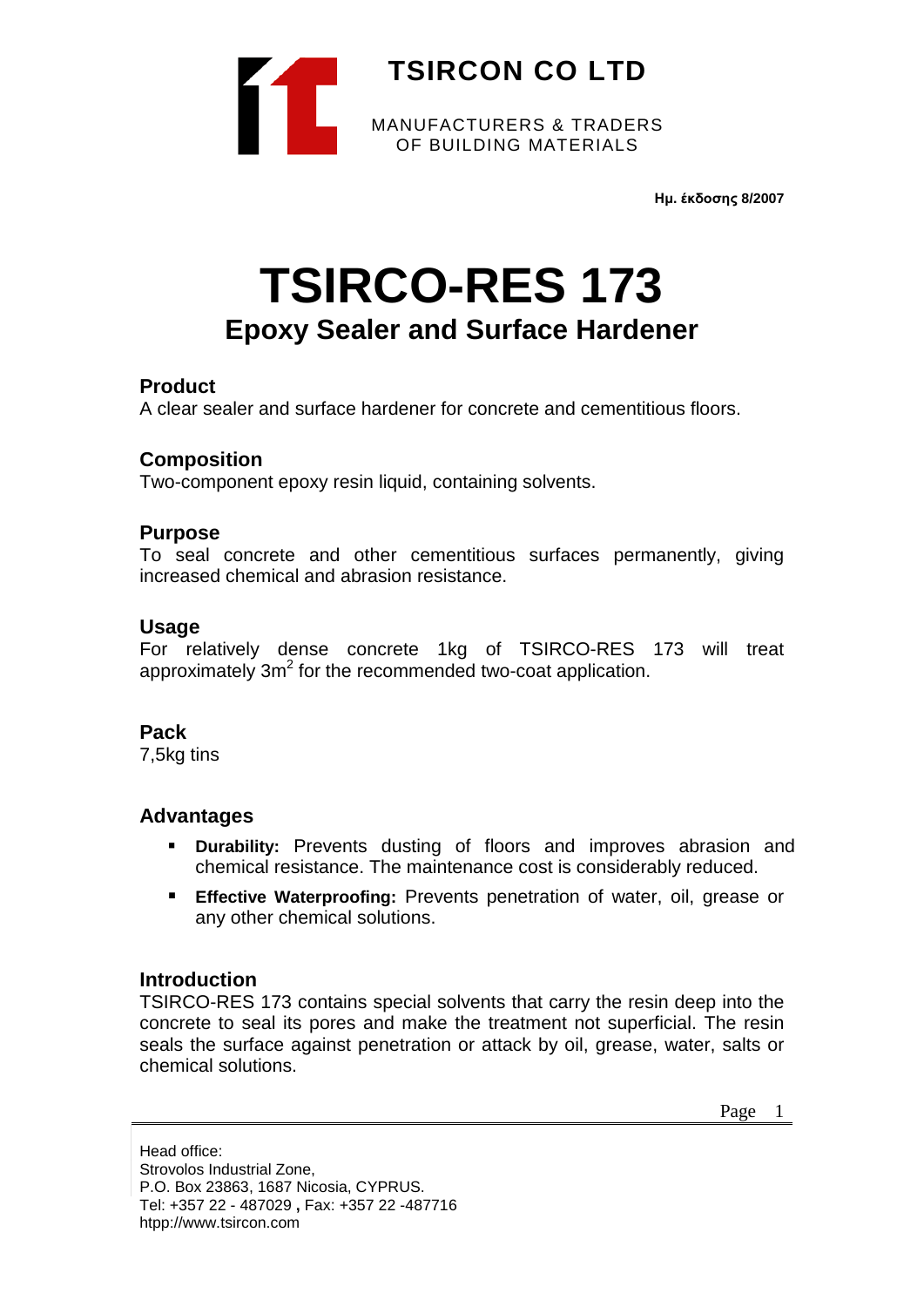**TSIRCON CO LTD**

MANUFACTURERS & TRADERS
OF BUILDING MATERIALS

**Ημ. έκδοσης 8/2007**

# TSIRCO-RES 173

## Epoxy Sealer and Surface Hardener

### Product

A clear sealer and surface hardener for concrete and cementitious floors.

### Composition

Two-component epoxy resin liquid, containing solvents.

### Purpose

To seal concrete and other cementitious surfaces permanently, giving increased chemical and abrasion resistance.

### Usage

For relatively dense concrete 1kg of TSIRCO-RES 173 will treat approximately 3m$^2$ for the recommended two-coat application.

### Pack

7,5kg tins

### Advantages

- **Durability:** Prevents dusting of floors and improves abrasion and chemical resistance. The maintenance cost is considerably reduced.
- **Effective Waterproofing:** Prevents penetration of water, oil, grease or any other chemical solutions.

### Introduction

TSIRCO-RES 173 contains special solvents that carry the resin deep into the concrete to seal its pores and make the treatment not superficial. The resin seals the surface against penetration or attack by oil, grease, water, salts or chemical solutions.

Head office:
Strovolos Industrial Zone,
P.O. Box 23863, 1687 Nicosia, CYPRUS.
Tel: +357 22 - 487029 **,** Fax: +357 22 -487716
htpp://www.tsircon.com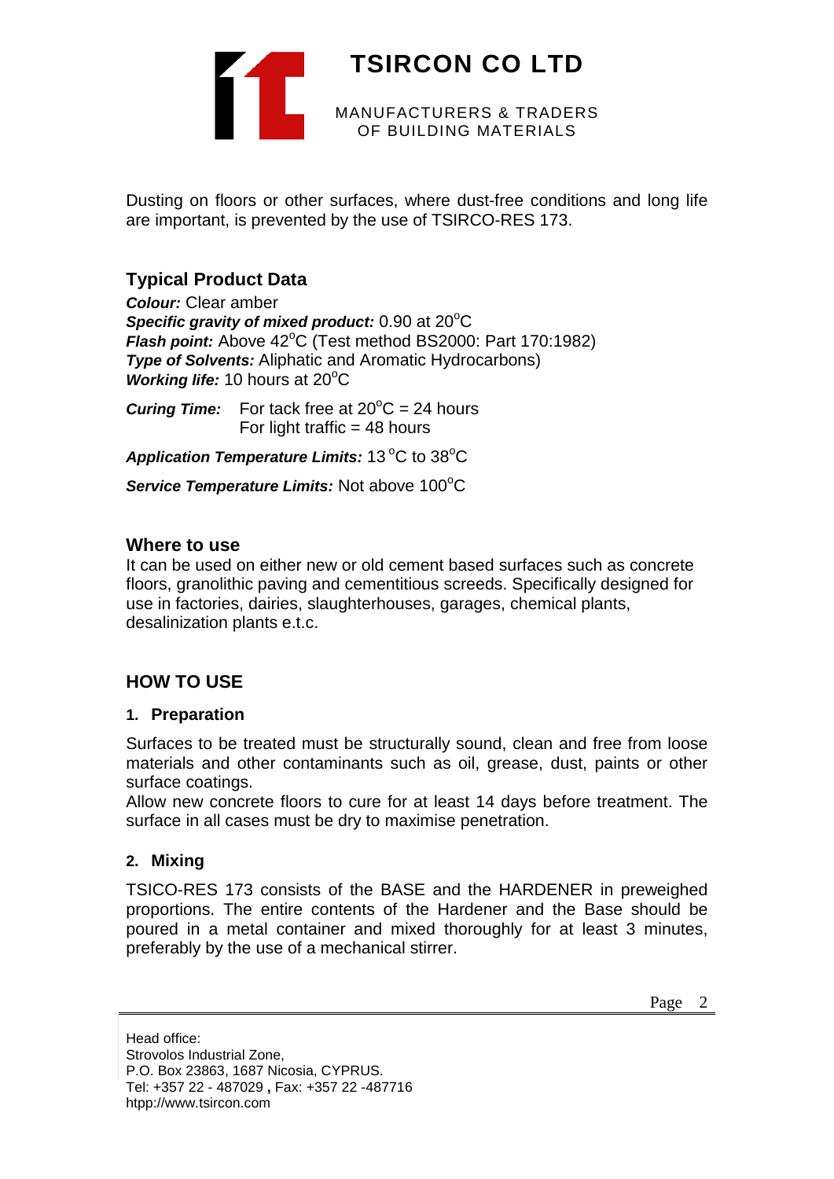Dusting on floors or other surfaces, where dust-free conditions and long life are important, is prevented by the use of TSIRCO-RES 173.

## Typical Product Data

***Colour:*** Clear amber
***Specific gravity of mixed product:*** 0.90 at 20$^o$C
***Flash point:*** Above 42$^o$C (Test method BS2000: Part 170:1982)
***Type of Solvents:*** Aliphatic and Aromatic Hydrocarbons)
***Working life:*** 10 hours at 20$^o$C

***Curing Time:*** For tack free at 20$^o$C = 24 hours
For light traffic = 48 hours

***Application Temperature Limits:*** 13 $^o$C to 38$^o$C

***Service Temperature Limits:*** Not above 100$^o$C

## Where to use

It can be used on either new or old cement based surfaces such as concrete floors, granolithic paving and cementitious screeds. Specifically designed for use in factories, dairies, slaughterhouses, garages, chemical plants, desalinization plants e.t.c.

## HOW TO USE

### 1. Preparation

Surfaces to be treated must be structurally sound, clean and free from loose materials and other contaminants such as oil, grease, dust, paints or other surface coatings.
Allow new concrete floors to cure for at least 14 days before treatment. The surface in all cases must be dry to maximise penetration.

### 2. Mixing

TSICO-RES 173 consists of the BASE and the HARDENER in preweighed proportions. The entire contents of the Hardener and the Base should be poured in a metal container and mixed thoroughly for at least 3 minutes, preferably by the use of a mechanical stirrer.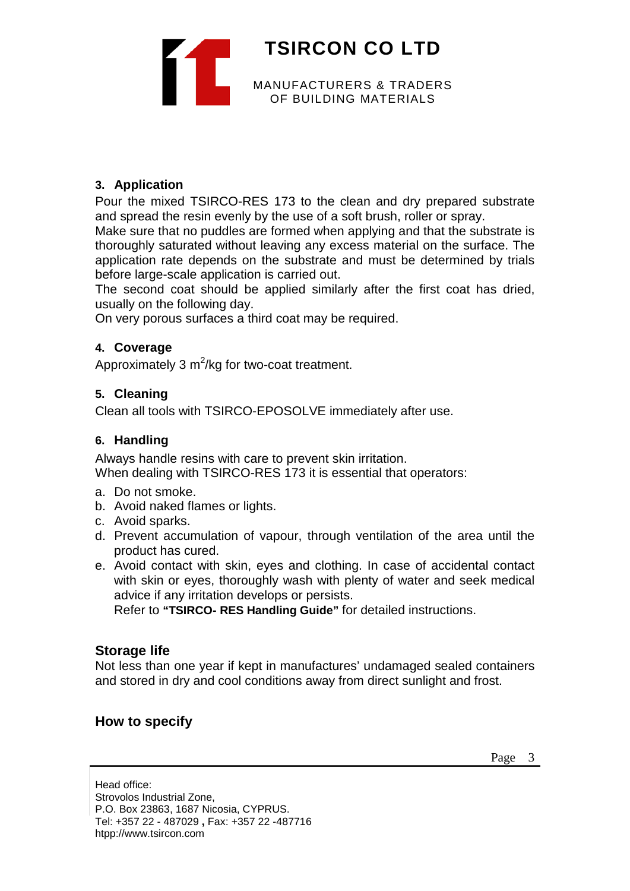### 3. Application

Pour the mixed TSIRCO-RES 173 to the clean and dry prepared substrate and spread the resin evenly by the use of a soft brush, roller or spray.

Make sure that no puddles are formed when applying and that the substrate is thoroughly saturated without leaving any excess material on the surface. The application rate depends on the substrate and must be determined by trials before large-scale application is carried out.

The second coat should be applied similarly after the first coat has dried, usually on the following day.

On very porous surfaces a third coat may be required.

### 4. Coverage

Approximately 3 $m^2$/kg for two-coat treatment.

### 5. Cleaning

Clean all tools with TSIRCO-EPOSOLVE immediately after use.

### 6. Handling

Always handle resins with care to prevent skin irritation.
When dealing with TSIRCO-RES 173 it is essential that operators:

a. Do not smoke.
b. Avoid naked flames or lights.
c. Avoid sparks.
d. Prevent accumulation of vapour, through ventilation of the area until the product has cured.
e. Avoid contact with skin, eyes and clothing. In case of accidental contact with skin or eyes, thoroughly wash with plenty of water and seek medical advice if any irritation develops or persists.
   Refer to **"TSIRCO- RES Handling Guide"** for detailed instructions.

## Storage life

Not less than one year if kept in manufactures' undamaged sealed containers and stored in dry and cool conditions away from direct sunlight and frost.

## How to specify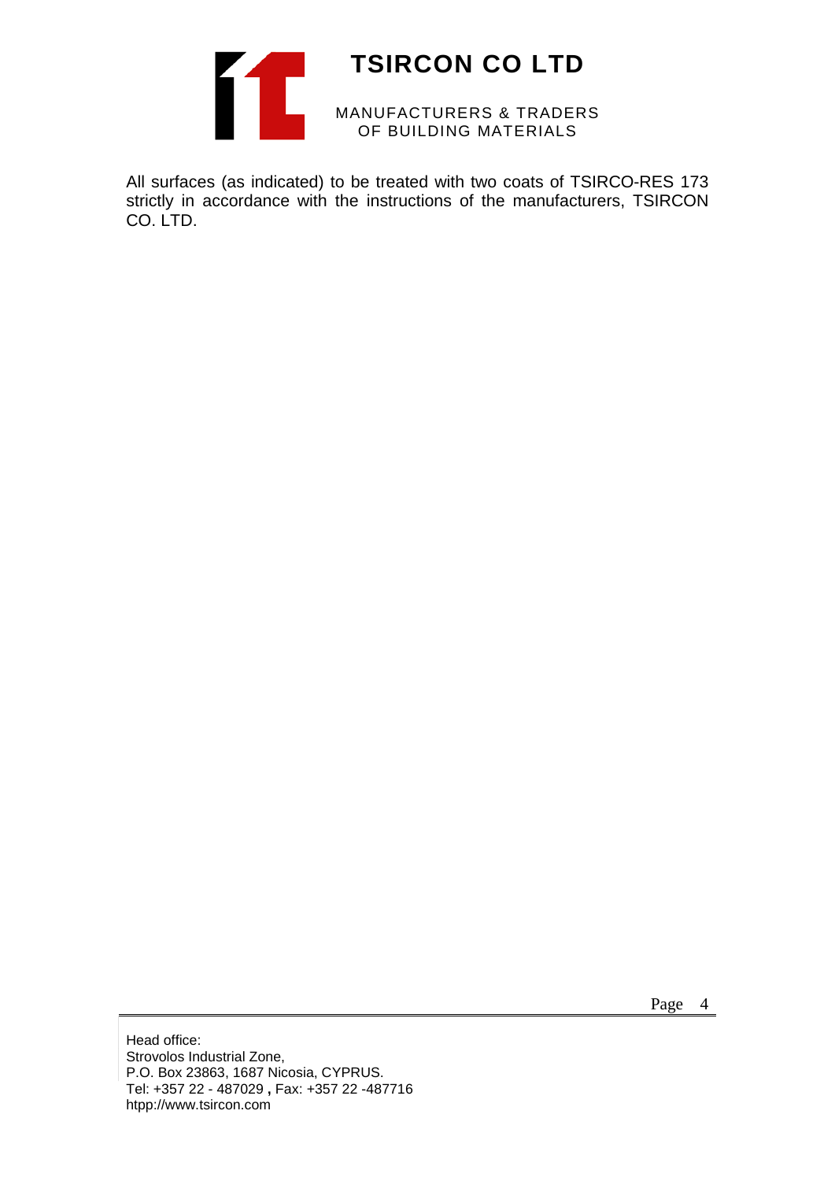All surfaces (as indicated) to be treated with two coats of TSIRCO-RES 173 strictly in accordance with the instructions of the manufacturers, TSIRCON CO. LTD.